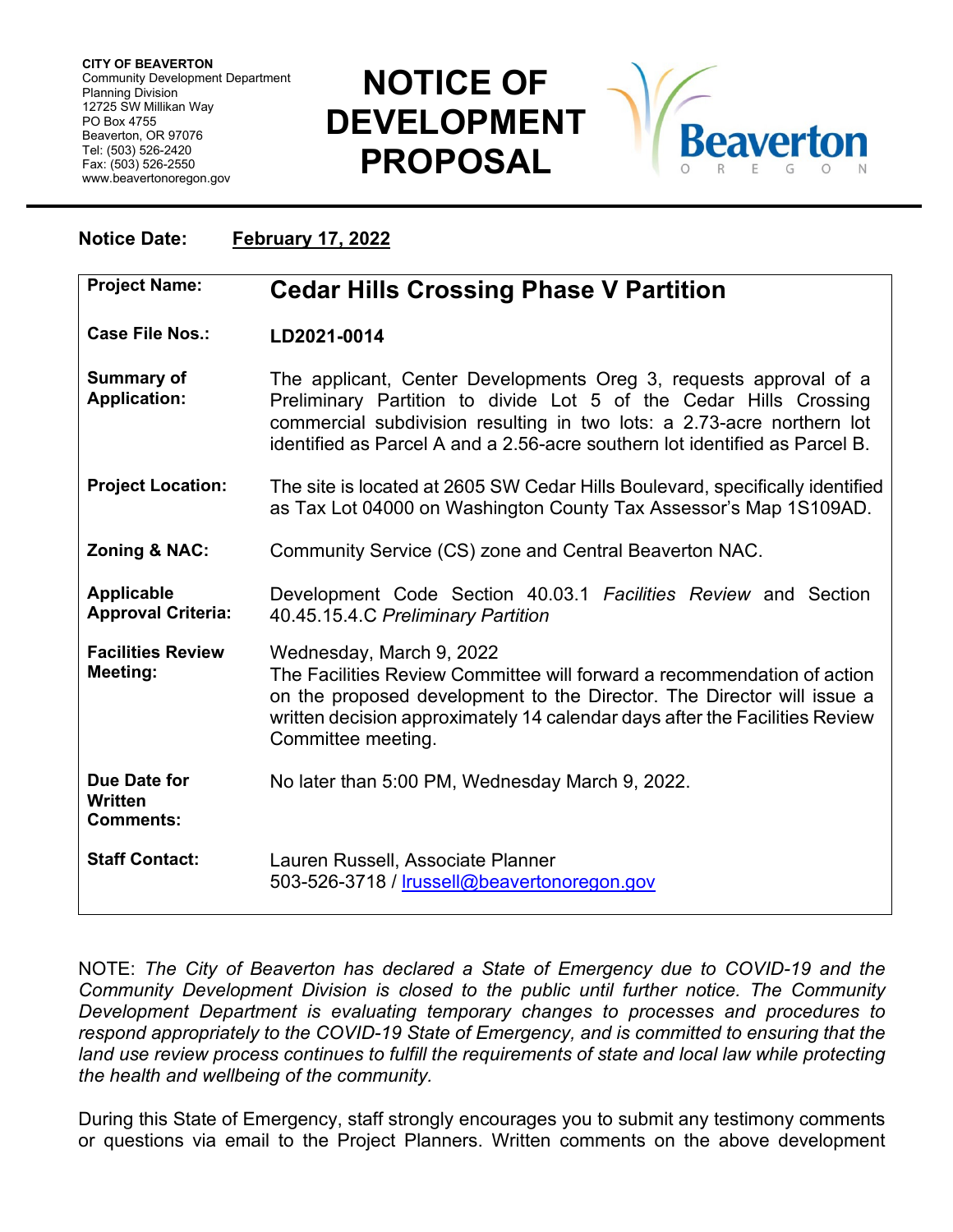**CITY OF BEAVERTON**
Community Development Department
Planning Division
12725 SW Millikan Way
PO Box 4755
Beaverton, OR 97076
Tel: (503) 526-2420
Fax: (503) 526-2550
www.beavertonoregon.gov

# NOTICE OF DEVELOPMENT PROPOSAL

Beaverton OREGON

**Notice Date:** **February 17, 2022**

| | |
|---|---|
| **Project Name:** | **Cedar Hills Crossing Phase V Partition** |
| **Case File Nos.:** | **LD2021-0014** |
| **Summary of Application:** | The applicant, Center Developments Oreg 3, requests approval of a Preliminary Partition to divide Lot 5 of the Cedar Hills Crossing commercial subdivision resulting in two lots: a 2.73-acre northern lot identified as Parcel A and a 2.56-acre southern lot identified as Parcel B. |
| **Project Location:** | The site is located at 2605 SW Cedar Hills Boulevard, specifically identified as Tax Lot 04000 on Washington County Tax Assessor's Map 1S109AD. |
| **Zoning & NAC:** | Community Service (CS) zone and Central Beaverton NAC. |
| **Applicable Approval Criteria:** | Development Code Section 40.03.1 *Facilities Review* and Section 40.45.15.4.C *Preliminary Partition* |
| **Facilities Review Meeting:** | Wednesday, March 9, 2022<br>The Facilities Review Committee will forward a recommendation of action on the proposed development to the Director. The Director will issue a written decision approximately 14 calendar days after the Facilities Review Committee meeting. |
| **Due Date for Written Comments:** | No later than 5:00 PM, Wednesday March 9, 2022. |
| **Staff Contact:** | Lauren Russell, Associate Planner<br>503-526-3718 / lrussell@beavertonoregon.gov |

NOTE: *The City of Beaverton has declared a State of Emergency due to COVID-19 and the Community Development Division is closed to the public until further notice. The Community Development Department is evaluating temporary changes to processes and procedures to respond appropriately to the COVID-19 State of Emergency, and is committed to ensuring that the land use review process continues to fulfill the requirements of state and local law while protecting the health and wellbeing of the community.*

During this State of Emergency, staff strongly encourages you to submit any testimony comments or questions via email to the Project Planners. Written comments on the above development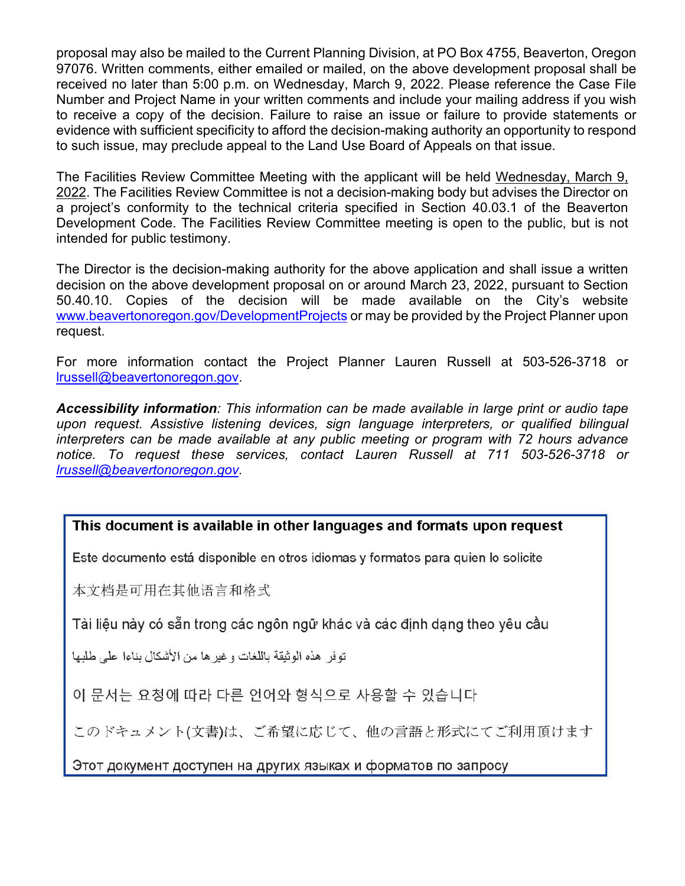proposal may also be mailed to the Current Planning Division, at PO Box 4755, Beaverton, Oregon 97076. Written comments, either emailed or mailed, on the above development proposal shall be received no later than 5:00 p.m. on Wednesday, March 9, 2022. Please reference the Case File Number and Project Name in your written comments and include your mailing address if you wish to receive a copy of the decision. Failure to raise an issue or failure to provide statements or evidence with sufficient specificity to afford the decision-making authority an opportunity to respond to such issue, may preclude appeal to the Land Use Board of Appeals on that issue.

The Facilities Review Committee Meeting with the applicant will be held Wednesday, March 9, 2022. The Facilities Review Committee is not a decision-making body but advises the Director on a project's conformity to the technical criteria specified in Section 40.03.1 of the Beaverton Development Code. The Facilities Review Committee meeting is open to the public, but is not intended for public testimony.

The Director is the decision-making authority for the above application and shall issue a written decision on the above development proposal on or around March 23, 2022, pursuant to Section 50.40.10. Copies of the decision will be made available on the City's website www.beavertonoregon.gov/DevelopmentProjects or may be provided by the Project Planner upon request.

For more information contact the Project Planner Lauren Russell at 503-526-3718 or lrussell@beavertonoregon.gov.

***Accessibility information****: This information can be made available in large print or audio tape upon request. Assistive listening devices, sign language interpreters, or qualified bilingual interpreters can be made available at any public meeting or program with 72 hours advance notice. To request these services, contact Lauren Russell at 711 503-526-3718 or lrussell@beavertonoregon.gov.*

**This document is available in other languages and formats upon request**

Este documento está disponible en otros idiomas y formatos para quien lo solicite

本文档是可用在其他语言和格式

Tài liệu này có sẵn trong các ngôn ngữ khác và các định dạng theo yêu cầu

توفر هذه الوثيقة باللغات وغيرها من الأشكال بناءا على طلبها

이 문서는 요청에 따라 다른 언어와 형식으로 사용할 수 있습니다

このドキュメント(文書)は、ご希望に応じて、他の言語と形式にてご利用頂けます

Этот документ доступен на других языках и форматов по запросу